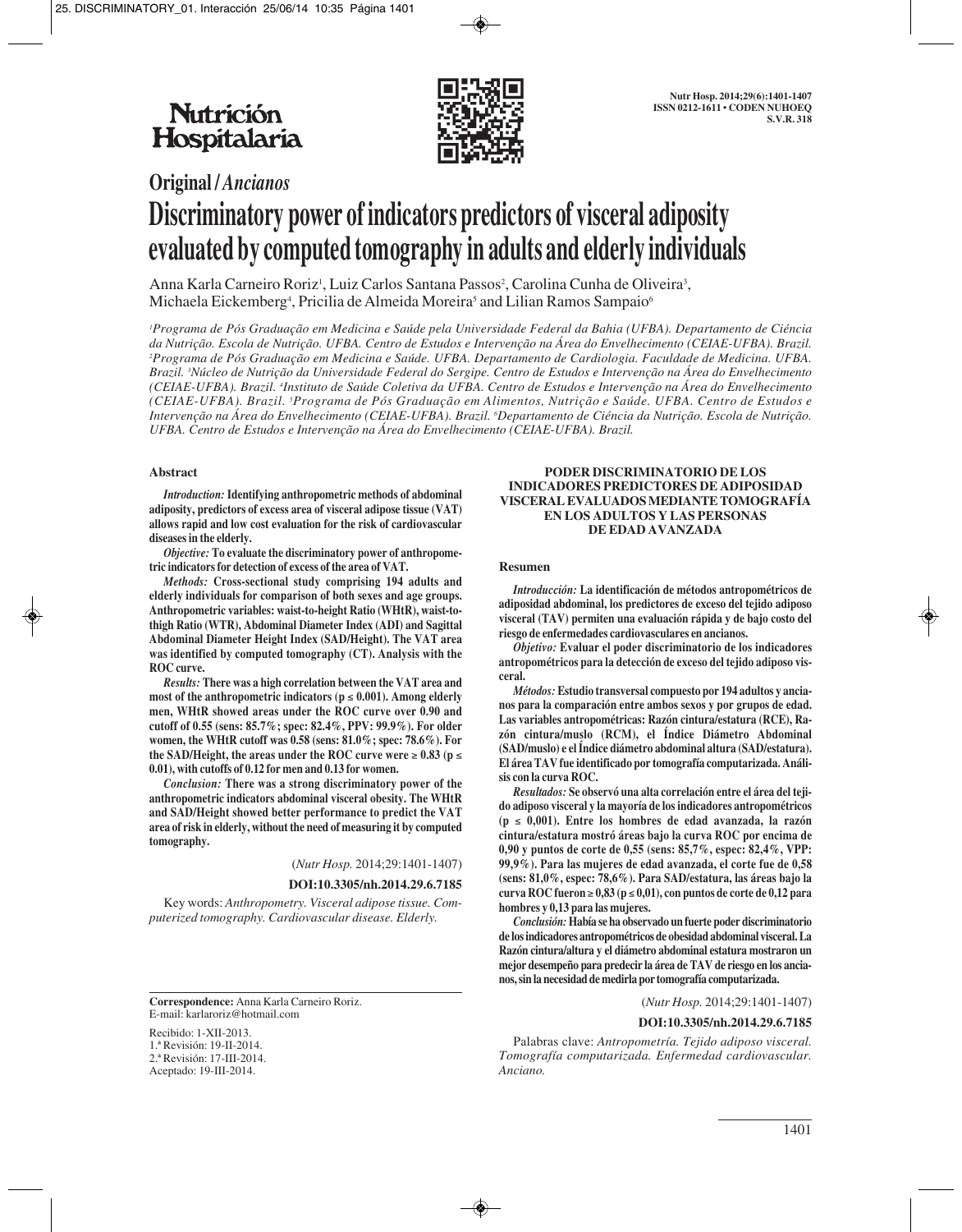# Original / *Ancianos*

# Discriminatory power of indicators predictors of visceral adiposity evaluated by computed tomography in adults and elderly individuals

Anna Karla Carneiro Roriz[1], Luiz Carlos Santana Passos[2], Carolina Cunha de Oliveira[3], Michaela Eickemberg[4], Pricilia de Almeida Moreira[5] and Lilian Ramos Sampaio[6]

*[1]Programa de Pós Graduação em Medicina e Saúde pela Universidade Federal da Bahia (UFBA). Departamento de Ciência da Nutrição. Escola de Nutrição. UFBA. Centro de Estudos e Intervenção na Área do Envelhecimento (CEIAE-UFBA). Brazil. [2]Programa de Pós Graduação em Medicina e Saúde. UFBA. Departamento de Cardiologia. Faculdade de Medicina. UFBA. Brazil. [3]Núcleo de Nutrição da Universidade Federal do Sergipe. Centro de Estudos e Intervenção na Área do Envelhecimento (CEIAE-UFBA). Brazil. [4]Instituto de Saúde Coletiva da UFBA. Centro de Estudos e Intervenção na Área do Envelhecimento (CEIAE-UFBA). Brazil. [5]Programa de Pós Graduação em Alimentos, Nutrição e Saúde. UFBA. Centro de Estudos e Intervenção na Área do Envelhecimento (CEIAE-UFBA). Brazil. [6]Departamento de Ciência da Nutrição. Escola de Nutrição. UFBA. Centro de Estudos e Intervenção na Área do Envelhecimento (CEIAE-UFBA). Brazil.*

## Abstract

***Introduction:*** **Identifying anthropometric methods of abdominal adiposity, predictors of excess area of visceral adipose tissue (VAT) allows rapid and low cost evaluation for the risk of cardiovascular diseases in the elderly.**

***Objective:*** **To evaluate the discriminatory power of anthropometric indicators for detection of excess of the area of VAT.**

***Methods:*** **Cross-sectional study comprising 194 adults and elderly individuals for comparison of both sexes and age groups. Anthropometric variables: waist-to-height Ratio (WHtR), waist-to-thigh Ratio (WTR), Abdominal Diameter Index (ADI) and Sagittal Abdominal Diameter Height Index (SAD/Height). The VAT area was identified by computed tomography (CT). Analysis with the ROC curve.**

***Results:*** **There was a high correlation between the VAT area and most of the anthropometric indicators ($p \leq 0.001$). Among elderly men, WHtR showed areas under the ROC curve over 0.90 and cutoff of 0.55 (sens: 85.7%; spec: 82.4%, PPV: 99.9%). For older women, the WHtR cutoff was 0.58 (sens: 81.0%; spec: 78.6%). For the SAD/Height, the areas under the ROC curve were $\geq 0.83$ ($p \leq 0.01$), with cutoffs of 0.12 for men and 0.13 for women.**

***Conclusion:*** **There was a strong discriminatory power of the anthropometric indicators abdominal visceral obesity. The WHtR and SAD/Height showed better performance to predict the VAT area of risk in elderly, without the need of measuring it by computed tomography.**

(*Nutr Hosp.* 2014;29:1401-1407)

**DOI:10.3305/nh.2014.29.6.7185**

Key words: *Anthropometry. Visceral adipose tissue. Computerized tomography. Cardiovascular disease. Elderly.*

## PODER DISCRIMINATORIO DE LOS INDICADORES PREDICTORES DE ADIPOSIDAD VISCERAL EVALUADOS MEDIANTE TOMOGRAFÍA EN LOS ADULTOS Y LAS PERSONAS DE EDAD AVANZADA

### Resumen

***Introducción:*** **La identificación de métodos antropométricos de adiposidad abdominal, los predictores de exceso del tejido adiposo visceral (TAV) permiten una evaluación rápida y de bajo costo del riesgo de enfermedades cardiovasculares en ancianos.**

***Objetivo:*** **Evaluar el poder discriminatorio de los indicadores antropométricos para la detección de exceso del tejido adiposo visceral.**

***Métodos:*** **Estudio transversal compuesto por 194 adultos y ancianos para la comparación entre ambos sexos y por grupos de edad. Las variables antropométricas: Razón cintura/estatura (RCE), Razón cintura/muslo (RCM), el Índice Diámetro Abdominal (SAD/muslo) y el Índice diámetro abdominal altura (SAD/estatura). El área TAV fue identificado por tomografía computarizada. Análisis con la curva ROC.**

***Resultados:*** **Se observó una alta correlación entre el área del tejido adiposo visceral y la mayoría de los indicadores antropométricos ($p \leq 0,001$). Entre los hombres de edad avanzada, la razón cintura/estatura mostró áreas bajo la curva ROC por encima de 0,90 y puntos de corte de 0,55 (sens: 85,7%, espec: 82,4%, VPP: 99,9%). Para las mujeres de edad avanzada, el corte fue de 0,58 (sens: 81,0%, espec: 78,6%). Para SAD/estatura, las áreas bajo la curva ROC fueron $\geq 0,83$ ($p \leq 0,01$), con puntos de corte de 0,12 para hombres y 0,13 para las mujeres.**

***Conclusión:*** **Había se ha observado un fuerte poder discriminatorio de los indicadores antropométricos de obesidad abdominal visceral. La Razón cintura/altura y el diámetro abdominal estatura mostraron un mejor desempeño para predecir el área de TAV de riesgo en los ancianos, sin la necesidad de medirla por tomografía computarizada.**

(*Nutr Hosp.* 2014;29:1401-1407)

**DOI:10.3305/nh.2014.29.6.7185**

Palabras clave: *Antropometría. Tejido adiposo visceral. Tomografía computarizada. Enfermedad cardiovascular. Anciano.*

---

**Correspondence:** Anna Karla Carneiro Roriz.
E-mail: karlaroriz@hotmail.com

Recibido: 1-XII-2013.
1.ª Revisión: 19-II-2014.
2.ª Revisión: 17-III-2014.
Aceptado: 19-III-2014.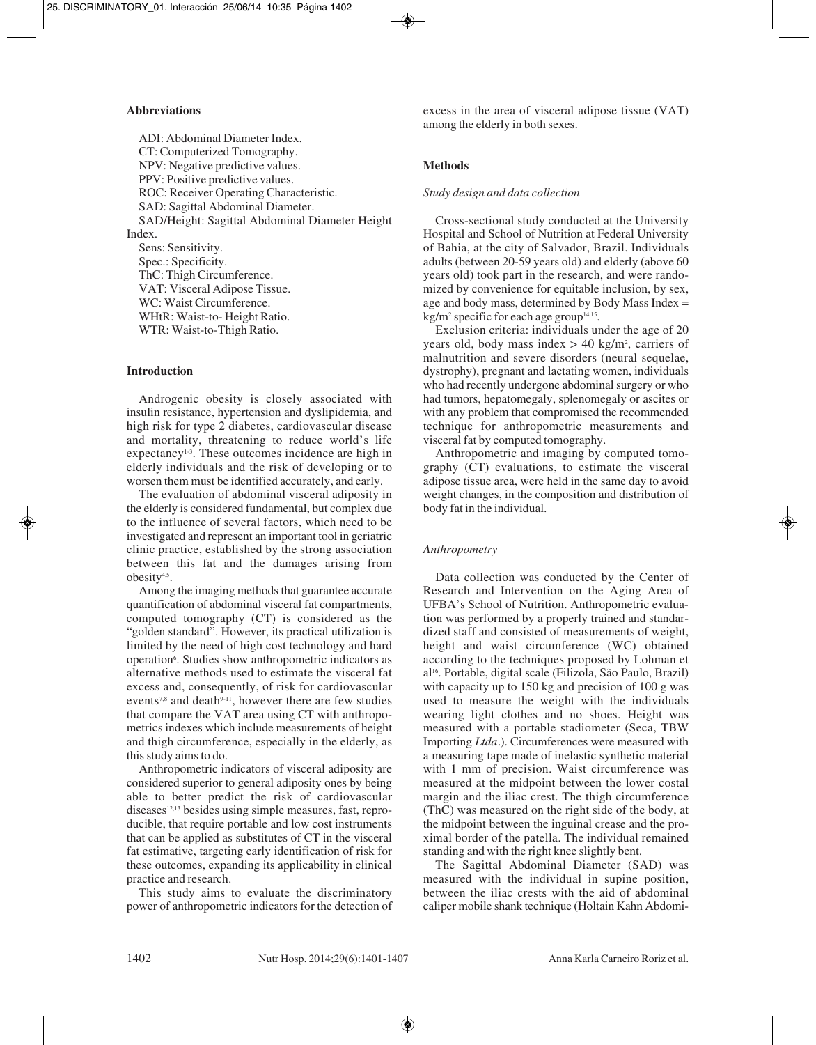### Abbreviations

ADI: Abdominal Diameter Index.
CT: Computerized Tomography.
NPV: Negative predictive values.
PPV: Positive predictive values.
ROC: Receiver Operating Characteristic.
SAD: Sagittal Abdominal Diameter.
SAD/Height: Sagittal Abdominal Diameter Height Index.
Sens: Sensitivity.
Spec.: Specificity.
ThC: Thigh Circumference.
VAT: Visceral Adipose Tissue.
WC: Waist Circumference.
WHtR: Waist-to- Height Ratio.
WTR: Waist-to-Thigh Ratio.

## Introduction

Androgenic obesity is closely associated with insulin resistance, hypertension and dyslipidemia, and high risk for type 2 diabetes, cardiovascular disease and mortality, threatening to reduce world's life expectancy[1-3]. These outcomes incidence are high in elderly individuals and the risk of developing or to worsen them must be identified accurately, and early.

The evaluation of abdominal visceral adiposity in the elderly is considered fundamental, but complex due to the influence of several factors, which need to be investigated and represent an important tool in geriatric clinic practice, established by the strong association between this fat and the damages arising from obesity[4,5].

Among the imaging methods that guarantee accurate quantification of abdominal visceral fat compartments, computed tomography (CT) is considered as the "golden standard". However, its practical utilization is limited by the need of high cost technology and hard operation[6]. Studies show anthropometric indicators as alternative methods used to estimate the visceral fat excess and, consequently, of risk for cardiovascular events[7,8] and death[9-11], however there are few studies that compare the VAT area using CT with anthropometrics indexes which include measurements of height and thigh circumference, especially in the elderly, as this study aims to do.

Anthropometric indicators of visceral adiposity are considered superior to general adiposity ones by being able to better predict the risk of cardiovascular diseases[12,13] besides using simple measures, fast, reproducible, that require portable and low cost instruments that can be applied as substitutes of CT in the visceral fat estimative, targeting early identification of risk for these outcomes, expanding its applicability in clinical practice and research.

This study aims to evaluate the discriminatory power of anthropometric indicators for the detection of excess in the area of visceral adipose tissue (VAT) among the elderly in both sexes.

## Methods

### *Study design and data collection*

Cross-sectional study conducted at the University Hospital and School of Nutrition at Federal University of Bahia, at the city of Salvador, Brazil. Individuals adults (between 20-59 years old) and elderly (above 60 years old) took part in the research, and were randomized by convenience for equitable inclusion, by sex, age and body mass, determined by Body Mass Index = kg/m$^2$ specific for each age group[14,15].

Exclusion criteria: individuals under the age of 20 years old, body mass index > 40 kg/m$^2$, carriers of malnutrition and severe disorders (neural sequelae, dystrophy), pregnant and lactating women, individuals who had recently undergone abdominal surgery or who had tumors, hepatomegaly, splenomegaly or ascites or with any problem that compromised the recommended technique for anthropometric measurements and visceral fat by computed tomography.

Anthropometric and imaging by computed tomography (CT) evaluations, to estimate the visceral adipose tissue area, were held in the same day to avoid weight changes, in the composition and distribution of body fat in the individual.

### *Anthropometry*

Data collection was conducted by the Center of Research and Intervention on the Aging Area of UFBA's School of Nutrition. Anthropometric evaluation was performed by a properly trained and standardized staff and consisted of measurements of weight, height and waist circumference (WC) obtained according to the techniques proposed by Lohman et al[16]. Portable, digital scale (Filizola, São Paulo, Brazil) with capacity up to 150 kg and precision of 100 g was used to measure the weight with the individuals wearing light clothes and no shoes. Height was measured with a portable stadiometer (Seca, TBW Importing *Ltda*.). Circumferences were measured with a measuring tape made of inelastic synthetic material with 1 mm of precision. Waist circumference was measured at the midpoint between the lower costal margin and the iliac crest. The thigh circumference (ThC) was measured on the right side of the body, at the midpoint between the inguinal crease and the proximal border of the patella. The individual remained standing and with the right knee slightly bent.

The Sagittal Abdominal Diameter (SAD) was measured with the individual in supine position, between the iliac crests with the aid of abdominal caliper mobile shank technique (Holtain Kahn Abdomi-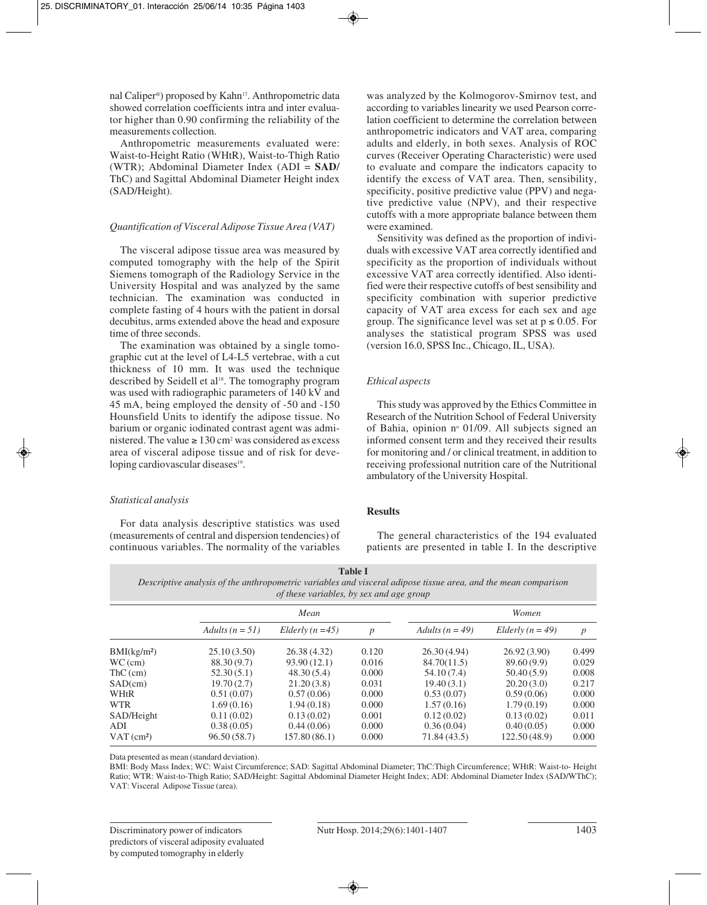nal Caliper®) proposed by Kahn[17]. Anthropometric data showed correlation coefficients intra and inter evaluator higher than 0.90 confirming the reliability of the measurements collection.

Anthropometric measurements evaluated were: Waist-to-Height Ratio (WHtR), Waist-to-Thigh Ratio (WTR); Abdominal Diameter Index (ADI = **SAD/** ThC) and Sagittal Abdominal Diameter Height index (SAD/Height).

### *Quantification of Visceral Adipose Tissue Area (VAT)*

The visceral adipose tissue area was measured by computed tomography with the help of the Spirit Siemens tomograph of the Radiology Service in the University Hospital and was analyzed by the same technician. The examination was conducted in complete fasting of 4 hours with the patient in dorsal decubitus, arms extended above the head and exposure time of three seconds.

The examination was obtained by a single tomographic cut at the level of L4-L5 vertebrae, with a cut thickness of 10 mm. It was used the technique described by Seidell et al[18]. The tomography program was used with radiographic parameters of 140 kV and 45 mA, being employed the density of -50 and -150 Hounsfield Units to identify the adipose tissue. No barium or organic iodinated contrast agent was administered. The value ≥ 130 cm² was considered as excess area of visceral adipose tissue and of risk for developing cardiovascular diseases[19].

### *Statistical analysis*

For data analysis descriptive statistics was used (measurements of central and dispersion tendencies) of continuous variables. The normality of the variables was analyzed by the Kolmogorov-Smirnov test, and according to variables linearity we used Pearson correlation coefficient to determine the correlation between anthropometric indicators and VAT area, comparing adults and elderly, in both sexes. Analysis of ROC curves (Receiver Operating Characteristic) were used to evaluate and compare the indicators capacity to identify the excess of VAT area. Then, sensibility, specificity, positive predictive value (PPV) and negative predictive value (NPV), and their respective cutoffs with a more appropriate balance between them were examined.

Sensitivity was defined as the proportion of individuals with excessive VAT area correctly identified and specificity as the proportion of individuals without excessive VAT area correctly identified. Also identified were their respective cutoffs of best sensibility and specificity combination with superior predictive capacity of VAT area excess for each sex and age group. The significance level was set at $p \leq 0.05$. For analyses the statistical program SPSS was used (version 16.0, SPSS Inc., Chicago, IL, USA).

### *Ethical aspects*

This study was approved by the Ethics Committee in Research of the Nutrition School of Federal University of Bahia, opinion nº 01/09. All subjects signed an informed consent term and they received their results for monitoring and / or clinical treatment, in addition to receiving professional nutrition care of the Nutritional ambulatory of the University Hospital.

## Results

The general characteristics of the 194 evaluated patients are presented in table I. In the descriptive

**Table I**
*Descriptive analysis of the anthropometric variables and visceral adipose tissue area, and the mean comparison of these variables, by sex and age group*

| | *Mean* | | | *Women* | | |
|---|---|---|---|---|---|---|
| | *Adults (n = 51)* | *Elderly (n =45)* | *p* | *Adults (n = 49)* | *Elderly (n = 49)* | *p* |
| BMI(kg/m²) | 25.10 (3.50) | 26.38 (4.32) | 0.120 | 26.30 (4.94) | 26.92 (3.90) | 0.499 |
| WC (cm) | 88.30 (9.7) | 93.90 (12.1) | 0.016 | 84.70(11.5) | 89.60 (9.9) | 0.029 |
| ThC (cm) | 52.30 (5.1) | 48.30 (5.4) | 0.000 | 54.10 (7.4) | 50.40 (5.9) | 0.008 |
| SAD(cm) | 19.70 (2.7) | 21.20 (3.8) | 0.031 | 19.40 (3.1) | 20.20 (3.0) | 0.217 |
| WHtR | 0.51 (0.07) | 0.57 (0.06) | 0.000 | 0.53 (0.07) | 0.59 (0.06) | 0.000 |
| WTR | 1.69 (0.16) | 1.94 (0.18) | 0.000 | 1.57 (0.16) | 1.79 (0.19) | 0.000 |
| SAD/Height | 0.11 (0.02) | 0.13 (0.02) | 0.001 | 0.12 (0.02) | 0.13 (0.02) | 0.011 |
| ADI | 0.38 (0.05) | 0.44 (0.06) | 0.000 | 0.36 (0.04) | 0.40 (0.05) | 0.000 |
| VAT (cm²) | 96.50 (58.7) | 157.80 (86.1) | 0.000 | 71.84 (43.5) | 122.50 (48.9) | 0.000 |

Data presented as mean (standard deviation).
BMI: Body Mass Index; WC: Waist Circumference; SAD: Sagittal Abdominal Diameter; ThC:Thigh Circumference; WHtR: Waist-to- Height Ratio; WTR: Waist-to-Thigh Ratio; SAD/Height: Sagittal Abdominal Diameter Height Index; ADI: Abdominal Diameter Index (SAD/WThC); VAT: Visceral Adipose Tissue (area).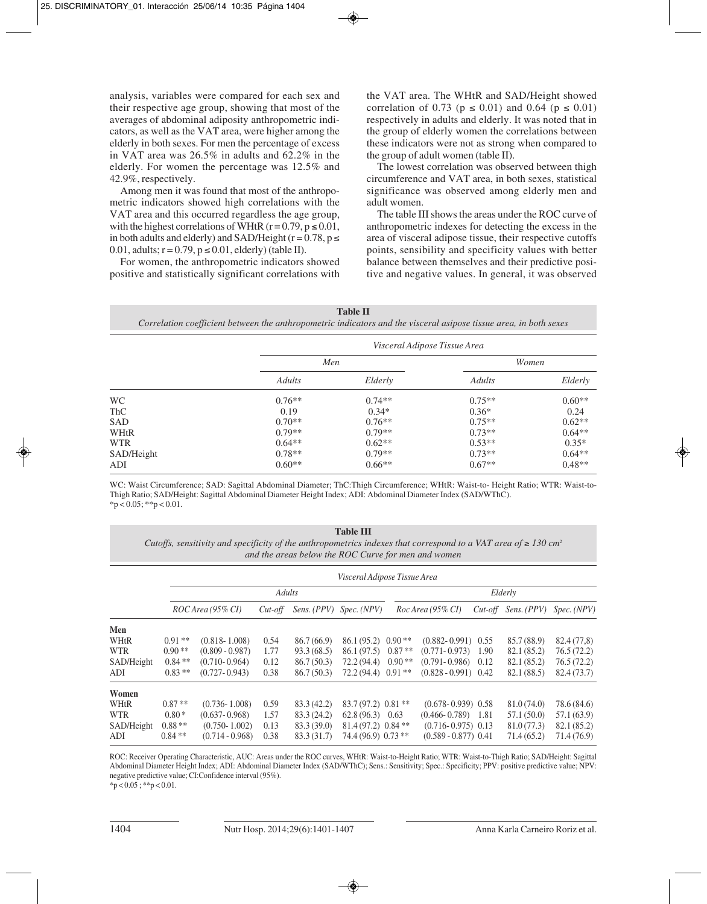analysis, variables were compared for each sex and their respective age group, showing that most of the averages of abdominal adiposity anthropometric indicators, as well as the VAT area, were higher among the elderly in both sexes. For men the percentage of excess in VAT area was 26.5% in adults and 62.2% in the elderly. For women the percentage was 12.5% and 42.9%, respectively.

Among men it was found that most of the anthropometric indicators showed high correlations with the VAT area and this occurred regardless the age group, with the highest correlations of WHtR ($r = 0.79$, $p \leq 0.01$, in both adults and elderly) and SAD/Height ($r = 0.78$, $p \leq 0.01$, adults; $r = 0.79$, $p \leq 0.01$, elderly) (table II).

For women, the anthropometric indicators showed positive and statistically significant correlations with the VAT area. The WHtR and SAD/Height showed correlation of 0.73 ($p \leq 0.01$) and 0.64 ($p \leq 0.01$) respectively in adults and elderly. It was noted that in the group of elderly women the correlations between these indicators were not as strong when compared to the group of adult women (table II).

The lowest correlation was observed between thigh circumference and VAT area, in both sexes, statistical significance was observed among elderly men and adult women.

The table III shows the areas under the ROC curve of anthropometric indexes for detecting the excess in the area of visceral adipose tissue, their respective cutoffs points, sensibility and specificity values with better balance between themselves and their predictive positive and negative values. In general, it was observed

**Table II**
*Correlation coefficient between the anthropometric indicators and the visceral asipose tissue area, in both sexes*

| | *Visceral Adipose Tissue Area* | | | |
|---|---|---|---|---|
| | *Men* | | *Women* | |
| | *Adults* | *Elderly* | *Adults* | *Elderly* |
| WC | 0.76** | 0.74** | 0.75** | 0.60** |
| ThC | 0.19 | 0.34* | 0.36* | 0.24 |
| SAD | 0.70** | 0.76** | 0.75** | 0.62** |
| WHtR | 0.79** | 0.79** | 0.73** | 0.64** |
| WTR | 0.64** | 0.62** | 0.53** | 0.35* |
| SAD/Height | 0.78** | 0.79** | 0.73** | 0.64** |
| ADI | 0.60** | 0.66** | 0.67** | 0.48** |

WC: Waist Circumference; SAD: Sagittal Abdominal Diameter; ThC:Thigh Circumference; WHtR: Waist-to- Height Ratio; WTR: Waist-to-Thigh Ratio; SAD/Height: Sagittal Abdominal Diameter Height Index; ADI: Abdominal Diameter Index (SAD/WThC).
*p < 0.05; **p < 0.01.

**Table III**
*Cutoffs, sensitivity and specificity of the anthropometrics indexes that correspond to a VAT area of ≥ 130 cm² and the areas below the ROC Curve for men and women*

| | *Visceral Adipose Tissue Area* | | | | | | | | | |
|---|---|---|---|---|---|---|---|---|---|---|
| | *Adults* | | | | | *Elderly* | | | | |
| | *ROC Area (95% CI)* | | *Cut-off* | *Sens. (PPV)* | *Spec. (NPV)* | *Roc Area (95% CI)* | | *Cut-off* | *Sens. (PPV)* | *Spec. (NPV)* |
| **Men** | | | | | | | | | | |
| WHtR | 0.91 ** | (0.818- 1.008) | 0.54 | 86.7 (66.9) | 86.1 (95.2) | 0.90 ** | (0.882- 0.991) | 0.55 | 85.7 (88.9) | 82.4 (77,8) |
| WTR | 0.90 ** | (0.809 - 0.987) | 1.77 | 93.3 (68.5) | 86.1 (97.5) | 0.87 ** | (0.771- 0.973) | 1.90 | 82.1 (85.2) | 76.5 (72.2) |
| SAD/Height | 0.84 ** | (0.710- 0.964) | 0.12 | 86.7 (50.3) | 72.2 (94.4) | 0.90 ** | (0.791- 0.986) | 0.12 | 82.1 (85.2) | 76.5 (72.2) |
| ADI | 0.83 ** | (0.727- 0.943) | 0.38 | 86.7 (50.3) | 72.2 (94.4) | 0.91 ** | (0.828 - 0.991) | 0.42 | 82.1 (88.5) | 82.4 (73.7) |
| **Women** | | | | | | | | | | |
| WHtR | 0.87 ** | (0.736- 1.008) | 0.59 | 83.3 (42.2) | 83.7 (97.2) | 0.81 ** | (0.678- 0.939) | 0.58 | 81.0 (74.0) | 78.6 (84.6) |
| WTR | 0.80 * | (0.637- 0.968) | 1.57 | 83.3 (24.2) | 62.8 (96.3) | 0.63 | (0.466- 0.789) | 1.81 | 57.1 (50.0) | 57.1 (63.9) |
| SAD/Height | 0.88 ** | (0.750- 1.002) | 0.13 | 83.3 (39.0) | 81.4 (97.2) | 0.84 ** | (0.716- 0.975) | 0.13 | 81.0 (77.3) | 82.1 (85.2) |
| ADI | 0.84 ** | (0.714 - 0.968) | 0.38 | 83.3 (31.7) | 74.4 (96.9) | 0.73 ** | (0.589 - 0.877) | 0.41 | 71.4 (65.2) | 71.4 (76.9) |

ROC: Receiver Operating Characteristic, AUC: Areas under the ROC curves, WHtR: Waist-to-Height Ratio; WTR: Waist-to-Thigh Ratio; SAD/Height: Sagittal Abdominal Diameter Height Index; ADI: Abdominal Diameter Index (SAD/WThC); Sens.: Sensitivity; Spec.: Specificity; PPV: positive predictive value; NPV: negative predictive value; CI:Confidence interval (95%).
*p < 0.05 ; **p < 0.01.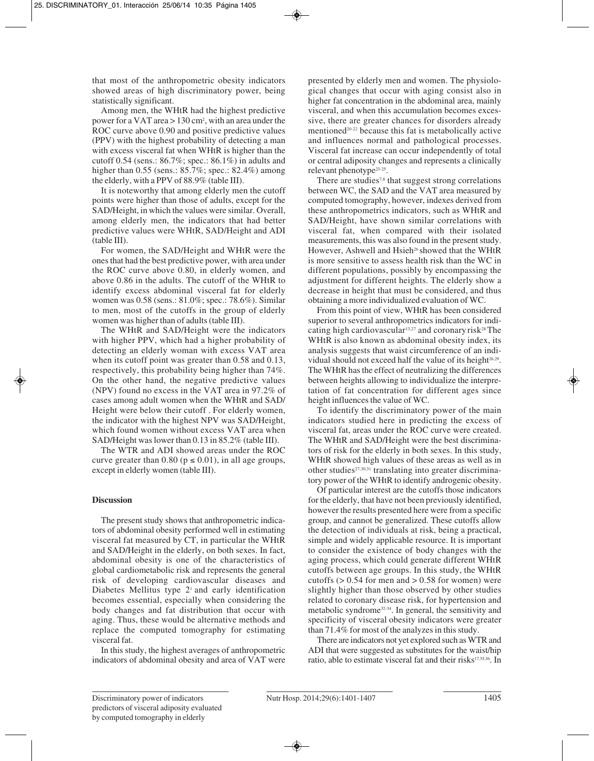that most of the anthropometric obesity indicators showed areas of high discriminatory power, being statistically significant.

Among men, the WHtR had the highest predictive power for a VAT area > 130 cm², with an area under the ROC curve above 0.90 and positive predictive values (PPV) with the highest probability of detecting a man with excess visceral fat when WHtR is higher than the cutoff 0.54 (sens.: 86.7%; spec.: 86.1%) in adults and higher than 0.55 (sens.: 85.7%; spec.: 82.4%) among the elderly, with a PPV of 88.9% (table III).

It is noteworthy that among elderly men the cutoff points were higher than those of adults, except for the SAD/Height, in which the values were similar. Overall, among elderly men, the indicators that had better predictive values were WHtR, SAD/Height and ADI (table III).

For women, the SAD/Height and WHtR were the ones that had the best predictive power, with area under the ROC curve above 0.80, in elderly women, and above 0.86 in the adults. The cutoff of the WHtR to identify excess abdominal visceral fat for elderly women was 0.58 (sens.: 81.0%; spec.: 78.6%). Similar to men, most of the cutoffs in the group of elderly women was higher than of adults (table III).

The WHtR and SAD/Height were the indicators with higher PPV, which had a higher probability of detecting an elderly woman with excess VAT area when its cutoff point was greater than 0.58 and 0.13, respectively, this probability being higher than 74%. On the other hand, the negative predictive values (NPV) found no excess in the VAT area in 97.2% of cases among adult women when the WHtR and SAD/Height were below their cutoff . For elderly women, the indicator with the highest NPV was SAD/Height, which found women without excess VAT area when SAD/Height was lower than 0.13 in 85.2% (table III).

The WTR and ADI showed areas under the ROC curve greater than 0.80 ($p \leq 0.01$), in all age groups, except in elderly women (table III).

## Discussion

The present study shows that anthropometric indicators of abdominal obesity performed well in estimating visceral fat measured by CT, in particular the WHtR and SAD/Height in the elderly, on both sexes. In fact, abdominal obesity is one of the characteristics of global cardiometabolic risk and represents the general risk of developing cardiovascular diseases and Diabetes Mellitus type 2[1] and early identification becomes essential, especially when considering the body changes and fat distribution that occur with aging. Thus, these would be alternative methods and replace the computed tomography for estimating visceral fat.

In this study, the highest averages of anthropometric indicators of abdominal obesity and area of VAT were presented by elderly men and women. The physiological changes that occur with aging consist also in higher fat concentration in the abdominal area, mainly visceral, and when this accumulation becomes excessive, there are greater chances for disorders already mentioned[20-22] because this fat is metabolically active and influences normal and pathological processes. Visceral fat increase can occur independently of total or central adiposity changes and represents a clinically relevant phenotype[23-25].

There are studies[7,8] that suggest strong correlations between WC, the SAD and the VAT area measured by computed tomography, however, indexes derived from these anthropometrics indicators, such as WHtR and SAD/Height, have shown similar correlations with visceral fat, when compared with their isolated measurements, this was also found in the present study. However, Ashwell and Hsieh[26] showed that the WHtR is more sensitive to assess health risk than the WC in different populations, possibly by encompassing the adjustment for different heights. The elderly show a decrease in height that must be considered, and thus obtaining a more individualized evaluation of WC.

From this point of view, WHtR has been considered superior to several anthropometrics indicators for indicating high cardiovascular[13,27] and coronary risk[28]. The WHtR is also known as abdominal obesity index, its analysis suggests that waist circumference of an individual should not exceed half the value of its height[26,29]. The WHtR has the effect of neutralizing the differences between heights allowing to individualize the interpretation of fat concentration for different ages since height influences the value of WC.

To identify the discriminatory power of the main indicators studied here in predicting the excess of visceral fat, areas under the ROC curve were created. The WHtR and SAD/Height were the best discriminators of risk for the elderly in both sexes. In this study, WHtR showed high values of these areas as well as in other studies[27,30,31] translating into greater discriminatory power of the WHtR to identify androgenic obesity.

Of particular interest are the cutoffs those indicators for the elderly, that have not been previously identified, however the results presented here were from a specific group, and cannot be generalized. These cutoffs allow the detection of individuals at risk, being a practical, simple and widely applicable resource. It is important to consider the existence of body changes with the aging process, which could generate different WHtR cutoffs between age groups. In this study, the WHtR cutoffs (> 0.54 for men and > 0.58 for women) were slightly higher than those observed by other studies related to coronary disease risk, for hypertension and metabolic syndrome[32-34]. In general, the sensitivity and specificity of visceral obesity indicators were greater than 71.4% for most of the analyzes in this study.

There are indicators not yet explored such as WTR and ADI that were suggested as substitutes for the waist/hip ratio, able to estimate visceral fat and their risks[17,35,36]. In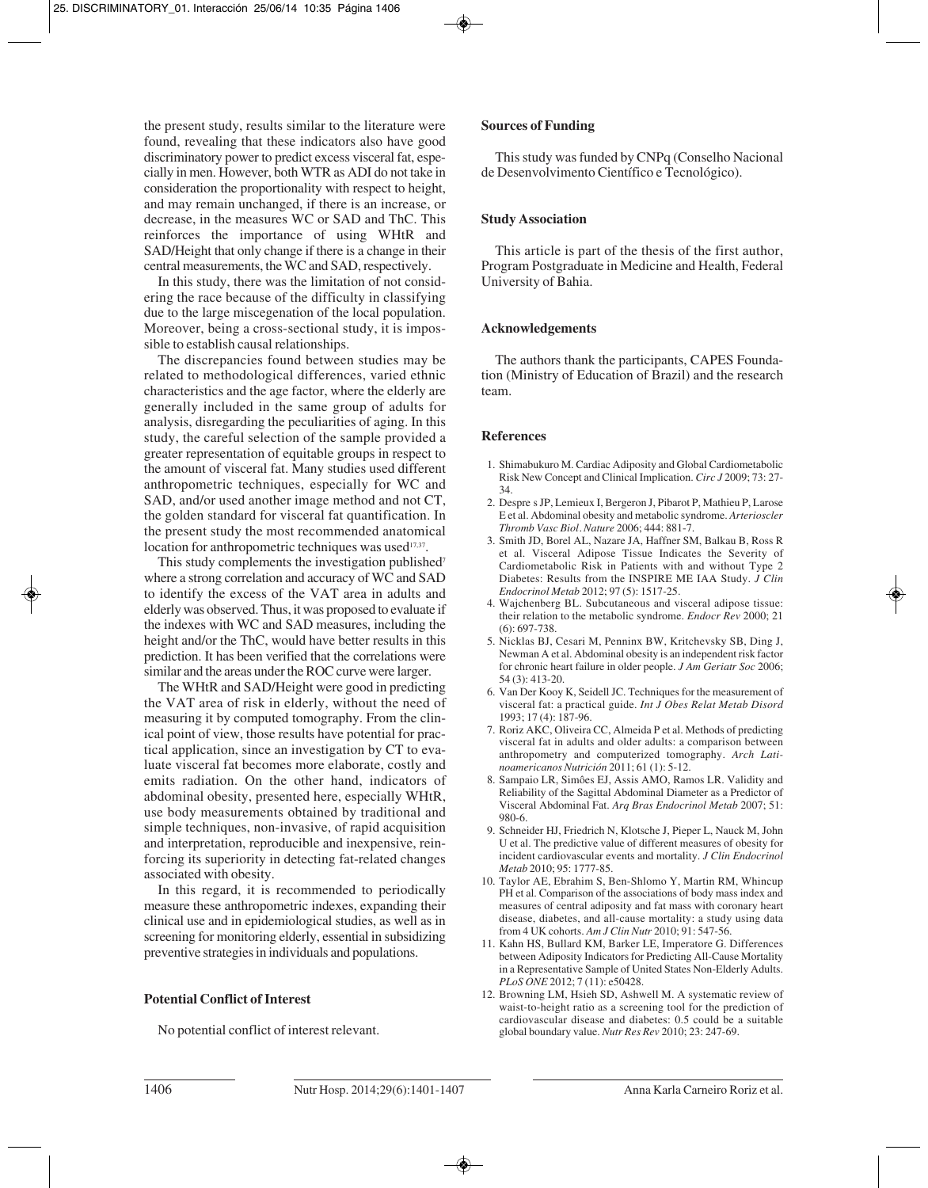the present study, results similar to the literature were found, revealing that these indicators also have good discriminatory power to predict excess visceral fat, especially in men. However, both WTR as ADI do not take in consideration the proportionality with respect to height, and may remain unchanged, if there is an increase, or decrease, in the measures WC or SAD and ThC. This reinforces the importance of using WHtR and SAD/Height that only change if there is a change in their central measurements, the WC and SAD, respectively.

In this study, there was the limitation of not considering the race because of the difficulty in classifying due to the large miscegenation of the local population. Moreover, being a cross-sectional study, it is impossible to establish causal relationships.

The discrepancies found between studies may be related to methodological differences, varied ethnic characteristics and the age factor, where the elderly are generally included in the same group of adults for analysis, disregarding the peculiarities of aging. In this study, the careful selection of the sample provided a greater representation of equitable groups in respect to the amount of visceral fat. Many studies used different anthropometric techniques, especially for WC and SAD, and/or used another image method and not CT, the golden standard for visceral fat quantification. In the present study the most recommended anatomical location for anthropometric techniques was used[17,37].

This study complements the investigation published[7] where a strong correlation and accuracy of WC and SAD to identify the excess of the VAT area in adults and elderly was observed. Thus, it was proposed to evaluate if the indexes with WC and SAD measures, including the height and/or the ThC, would have better results in this prediction. It has been verified that the correlations were similar and the areas under the ROC curve were larger.

The WHtR and SAD/Height were good in predicting the VAT area of risk in elderly, without the need of measuring it by computed tomography. From the clinical point of view, those results have potential for practical application, since an investigation by CT to evaluate visceral fat becomes more elaborate, costly and emits radiation. On the other hand, indicators of abdominal obesity, presented here, especially WHtR, use body measurements obtained by traditional and simple techniques, non-invasive, of rapid acquisition and interpretation, reproducible and inexpensive, reinforcing its superiority in detecting fat-related changes associated with obesity.

In this regard, it is recommended to periodically measure these anthropometric indexes, expanding their clinical use and in epidemiological studies, as well as in screening for monitoring elderly, essential in subsidizing preventive strategies in individuals and populations.

## Potential Conflict of Interest

No potential conflict of interest relevant.

## Sources of Funding

This study was funded by CNPq (Conselho Nacional de Desenvolvimento Científico e Tecnológico).

## Study Association

This article is part of the thesis of the first author, Program Postgraduate in Medicine and Health, Federal University of Bahia.

## Acknowledgements

The authors thank the participants, CAPES Foundation (Ministry of Education of Brazil) and the research team.

## References

1. Shimabukuro M. Cardiac Adiposity and Global Cardiometabolic Risk New Concept and Clinical Implication. *Circ J* 2009; 73: 27-34.
2. Despre s JP, Lemieux I, Bergeron J, Pibarot P, Mathieu P, Larose E et al. Abdominal obesity and metabolic syndrome. *Arterioscler Thromb Vasc Biol*. *Nature* 2006; 444: 881-7.
3. Smith JD, Borel AL, Nazare JA, Haffner SM, Balkau B, Ross R et al. Visceral Adipose Tissue Indicates the Severity of Cardiometabolic Risk in Patients with and without Type 2 Diabetes: Results from the INSPIRE ME IAA Study. *J Clin Endocrinol Metab* 2012; 97 (5): 1517-25.
4. Wajchenberg BL. Subcutaneous and visceral adipose tissue: their relation to the metabolic syndrome. *Endocr Rev* 2000; 21 (6): 697-738.
5. Nicklas BJ, Cesari M, Penninx BW, Kritchevsky SB, Ding J, Newman A et al. Abdominal obesity is an independent risk factor for chronic heart failure in older people. *J Am Geriatr Soc* 2006; 54 (3): 413-20.
6. Van Der Kooy K, Seidell JC. Techniques for the measurement of visceral fat: a practical guide. *Int J Obes Relat Metab Disord* 1993; 17 (4): 187-96.
7. Roriz AKC, Oliveira CC, Almeida P et al. Methods of predicting visceral fat in adults and older adults: a comparison between anthropometry and computerized tomography. *Arch Latinoamericanos Nutrición* 2011; 61 (1): 5-12.
8. Sampaio LR, Simões EJ, Assis AMO, Ramos LR. Validity and Reliability of the Sagittal Abdominal Diameter as a Predictor of Visceral Abdominal Fat. *Arq Bras Endocrinol Metab* 2007; 51: 980-6.
9. Schneider HJ, Friedrich N, Klotsche J, Pieper L, Nauck M, John U et al. The predictive value of different measures of obesity for incident cardiovascular events and mortality. *J Clin Endocrinol Metab* 2010; 95: 1777-85.
10. Taylor AE, Ebrahim S, Ben-Shlomo Y, Martin RM, Whincup PH et al. Comparison of the associations of body mass index and measures of central adiposity and fat mass with coronary heart disease, diabetes, and all-cause mortality: a study using data from 4 UK cohorts. *Am J Clin Nutr* 2010; 91: 547-56.
11. Kahn HS, Bullard KM, Barker LE, Imperatore G. Differences between Adiposity Indicators for Predicting All-Cause Mortality in a Representative Sample of United States Non-Elderly Adults. *PLoS ONE* 2012; 7 (11): e50428.
12. Browning LM, Hsieh SD, Ashwell M. A systematic review of waist-to-height ratio as a screening tool for the prediction of cardiovascular disease and diabetes: 0.5 could be a suitable global boundary value. *Nutr Res Rev* 2010; 23: 247-69.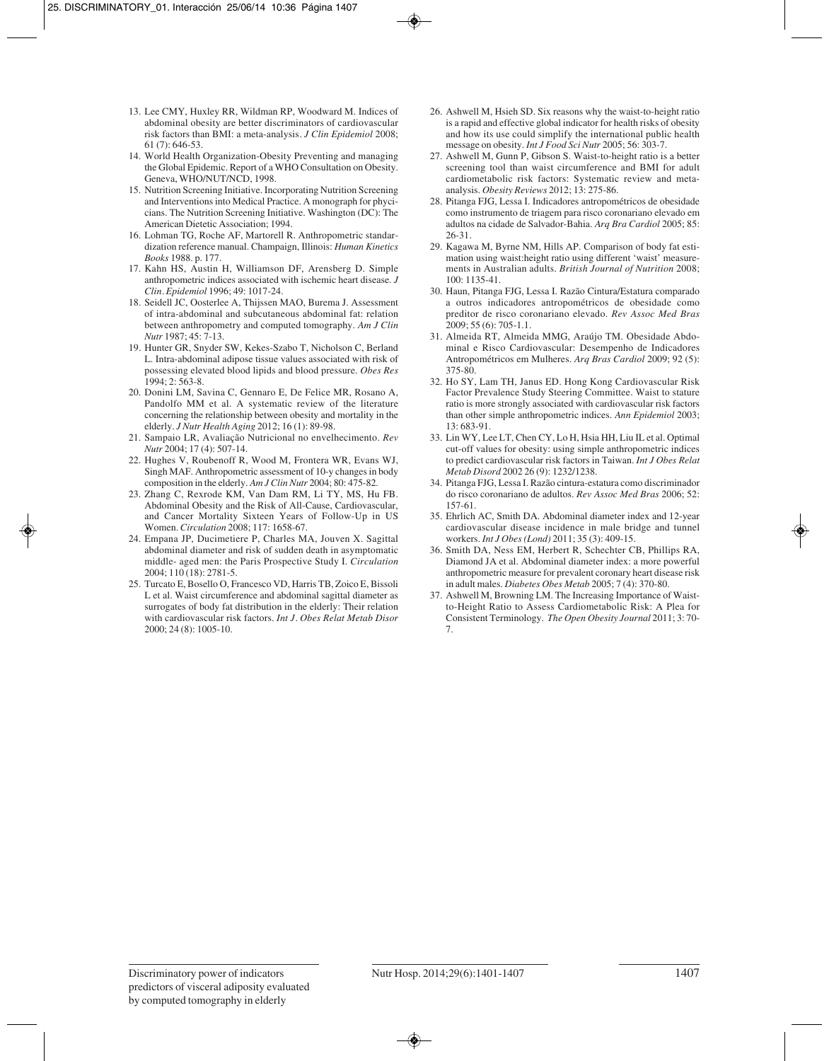13. Lee CMY, Huxley RR, Wildman RP, Woodward M. Indices of abdominal obesity are better discriminators of cardiovascular risk factors than BMI: a meta-analysis. *J Clin Epidemiol* 2008; 61 (7): 646-53.
14. World Health Organization-Obesity Preventing and managing the Global Epidemic. Report of a WHO Consultation on Obesity. Geneva, WHO/NUT/NCD, 1998.
15. Nutrition Screening Initiative. Incorporating Nutrition Screening and Interventions into Medical Practice. A monograph for phycicians. The Nutrition Screening Initiative. Washington (DC): The American Dietetic Association; 1994.
16. Lohman TG, Roche AF, Martorell R. Anthropometric standardization reference manual. Champaign, Illinois: *Human Kinetics Books* 1988. p. 177.
17. Kahn HS, Austin H, Williamson DF, Arensberg D. Simple anthropometric indices associated with ischemic heart disease. *J Clin. Epidemiol* 1996; 49: 1017-24.
18. Seidell JC, Oosterlee A, Thijssen MAO, Burema J. Assessment of intra-abdominal and subcutaneous abdominal fat: relation between anthropometry and computed tomography. *Am J Clin Nutr* 1987; 45: 7-13.
19. Hunter GR, Snyder SW, Kekes-Szabo T, Nicholson C, Berland L. Intra-abdominal adipose tissue values associated with risk of possessing elevated blood lipids and blood pressure. *Obes Res* 1994; 2: 563-8.
20. Donini LM, Savina C, Gennaro E, De Felice MR, Rosano A, Pandolfo MM et al. A systematic review of the literature concerning the relationship between obesity and mortality in the elderly. *J Nutr Health Aging* 2012; 16 (1): 89-98.
21. Sampaio LR, Avaliação Nutricional no envelhecimento. *Rev Nutr* 2004; 17 (4): 507-14.
22. Hughes V, Roubenoff R, Wood M, Frontera WR, Evans WJ, Singh MAF. Anthropometric assessment of 10-y changes in body composition in the elderly. *Am J Clin Nutr* 2004; 80: 475-82.
23. Zhang C, Rexrode KM, Van Dam RM, Li TY, MS, Hu FB. Abdominal Obesity and the Risk of All-Cause, Cardiovascular, and Cancer Mortality Sixteen Years of Follow-Up in US Women. *Circulation* 2008; 117: 1658-67.
24. Empana JP, Ducimetiere P, Charles MA, Jouven X. Sagittal abdominal diameter and risk of sudden death in asymptomatic middle- aged men: the Paris Prospective Study I. *Circulation* 2004; 110 (18): 2781-5.
25. Turcato E, Bosello O, Francesco VD, Harris TB, Zoico E, Bissoli L et al. Waist circumference and abdominal sagittal diameter as surrogates of body fat distribution in the elderly: Their relation with cardiovascular risk factors. *Int J. Obes Relat Metab Disor* 2000; 24 (8): 1005-10.
26. Ashwell M, Hsieh SD. Six reasons why the waist-to-height ratio is a rapid and effective global indicator for health risks of obesity and how its use could simplify the international public health message on obesity. *Int J Food Sci Nutr* 2005; 56: 303-7.
27. Ashwell M, Gunn P, Gibson S. Waist-to-height ratio is a better screening tool than waist circumference and BMI for adult cardiometabolic risk factors: Systematic review and meta-analysis. *Obesity Reviews* 2012; 13: 275-86.
28. Pitanga FJG, Lessa I. Indicadores antropométricos de obesidade como instrumento de triagem para risco coronariano elevado em adultos na cidade de Salvador-Bahia. *Arq Bra Cardiol* 2005; 85: 26-31.
29. Kagawa M, Byrne NM, Hills AP. Comparison of body fat estimation using waist:height ratio using different 'waist' measurements in Australian adults. *British Journal of Nutrition* 2008; 100: 1135-41.
30. Haun, Pitanga FJG, Lessa I. Razão Cintura/Estatura comparado a outros indicadores antropométricos de obesidade como preditor de risco coronariano elevado. *Rev Assoc Med Bras* 2009; 55 (6): 705-1.1.
31. Almeida RT, Almeida MMG, Araújo TM. Obesidade Abdominal e Risco Cardiovascular: Desempenho de Indicadores Antropométricos em Mulheres. *Arq Bras Cardiol* 2009; 92 (5): 375-80.
32. Ho SY, Lam TH, Janus ED. Hong Kong Cardiovascular Risk Factor Prevalence Study Steering Committee. Waist to stature ratio is more strongly associated with cardiovascular risk factors than other simple anthropometric indices. *Ann Epidemiol* 2003; 13: 683-91.
33. Lin WY, Lee LT, Chen CY, Lo H, Hsia HH, Liu IL et al. Optimal cut-off values for obesity: using simple anthropometric indices to predict cardiovascular risk factors in Taiwan. *Int J Obes Relat Metab Disord* 2002 26 (9): 1232/1238.
34. Pitanga FJG, Lessa I. Razão cintura-estatura como discriminador do risco coronariano de adultos. *Rev Assoc Med Bras* 2006; 52: 157-61.
35. Ehrlich AC, Smith DA. Abdominal diameter index and 12-year cardiovascular disease incidence in male bridge and tunnel workers. *Int J Obes (Lond)* 2011; 35 (3): 409-15.
36. Smith DA, Ness EM, Herbert R, Schechter CB, Phillips RA, Diamond JA et al. Abdominal diameter index: a more powerful anthropometric measure for prevalent coronary heart disease risk in adult males. *Diabetes Obes Metab* 2005; 7 (4): 370-80.
37. Ashwell M, Browning LM. The Increasing Importance of Waist-to-Height Ratio to Assess Cardiometabolic Risk: A Plea for Consistent Terminology. *The Open Obesity Journal* 2011; 3: 70-7.